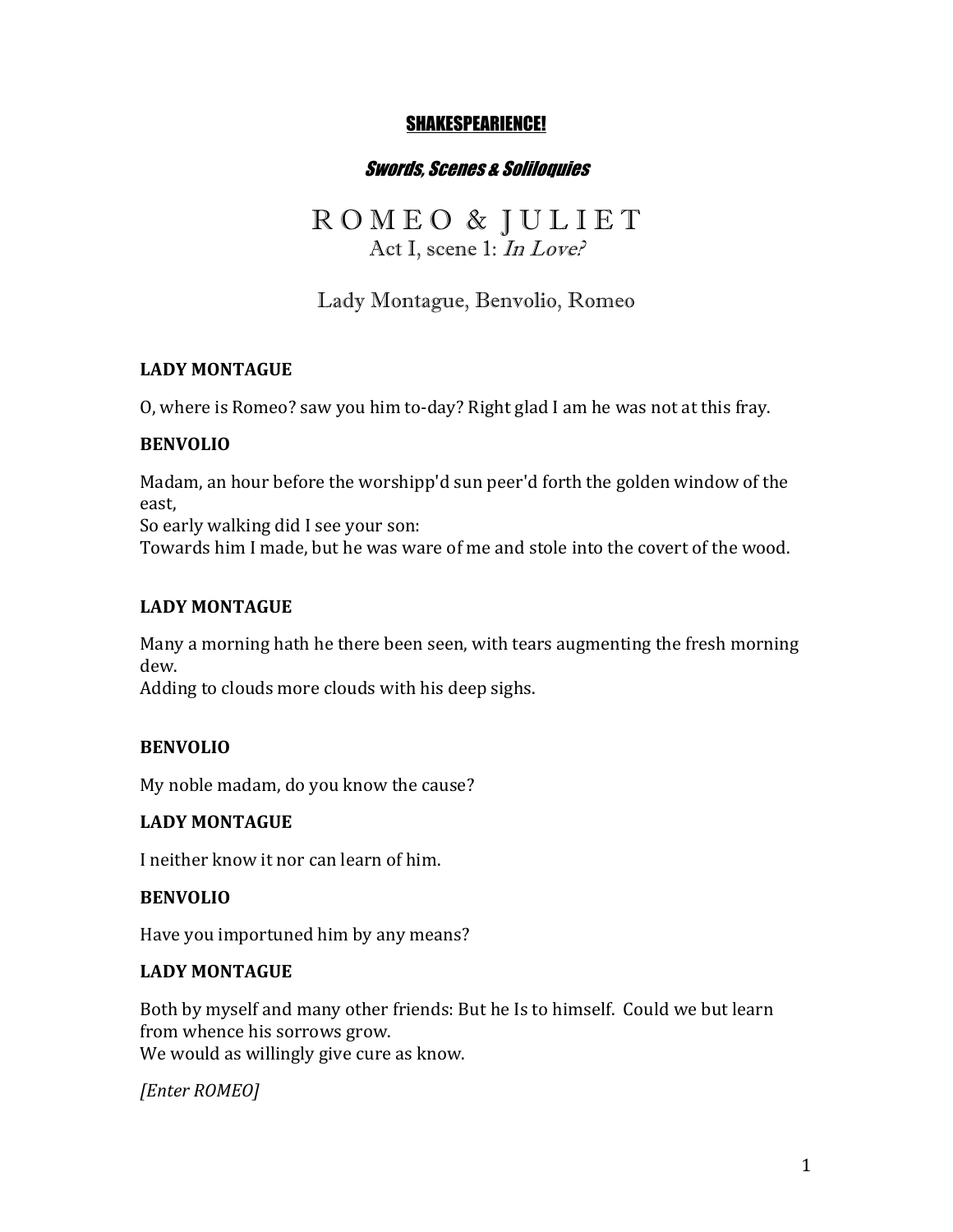**SHAKESPEARIENCE!**

***Swords, Scenes & Soliloquies***

# R O M E O & J U L I E T

## Act I, scene 1: *In Love?*

### Lady Montague, Benvolio, Romeo

**LADY MONTAGUE**

O, where is Romeo? saw you him to-day? Right glad I am he was not at this fray.

**BENVOLIO**

Madam, an hour before the worshipp'd sun peer'd forth the golden window of the east,
So early walking did I see your son:
Towards him I made, but he was ware of me and stole into the covert of the wood.

**LADY MONTAGUE**

Many a morning hath he there been seen, with tears augmenting the fresh morning dew.
Adding to clouds more clouds with his deep sighs.

**BENVOLIO**

My noble madam, do you know the cause?

**LADY MONTAGUE**

I neither know it nor can learn of him.

**BENVOLIO**

Have you importuned him by any means?

**LADY MONTAGUE**

Both by myself and many other friends: But he Is to himself. Could we but learn from whence his sorrows grow.
We would as willingly give cure as know.

*[Enter ROMEO]*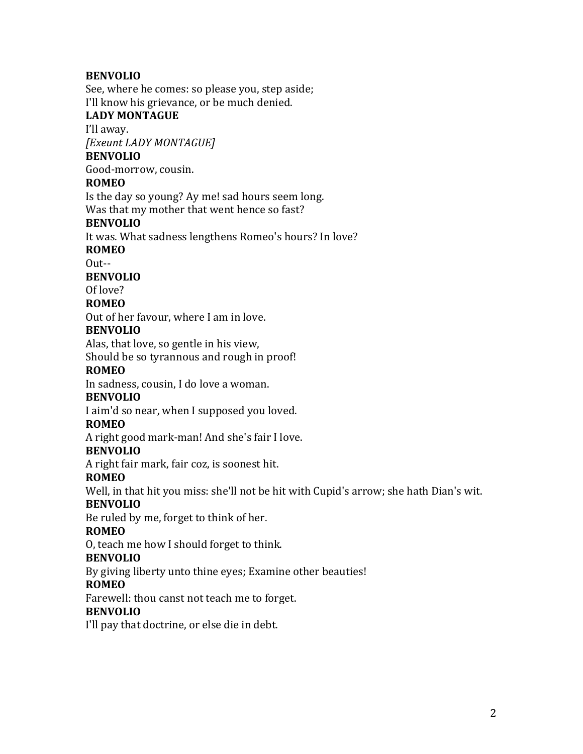**BENVOLIO**
See, where he comes: so please you, step aside;
I'll know his grievance, or be much denied.
**LADY MONTAGUE**
I'll away.
*[Exeunt LADY MONTAGUE]*
**BENVOLIO**
Good-morrow, cousin.
**ROMEO**
Is the day so young? Ay me! sad hours seem long.
Was that my mother that went hence so fast?
**BENVOLIO**
It was. What sadness lengthens Romeo's hours? In love?
**ROMEO**
Out--
**BENVOLIO**
Of love?
**ROMEO**
Out of her favour, where I am in love.
**BENVOLIO**
Alas, that love, so gentle in his view,
Should be so tyrannous and rough in proof!
**ROMEO**
In sadness, cousin, I do love a woman.
**BENVOLIO**
I aim'd so near, when I supposed you loved.
**ROMEO**
A right good mark-man! And she's fair I love.
**BENVOLIO**
A right fair mark, fair coz, is soonest hit.
**ROMEO**
Well, in that hit you miss: she'll not be hit with Cupid's arrow; she hath Dian's wit.
**BENVOLIO**
Be ruled by me, forget to think of her.
**ROMEO**
O, teach me how I should forget to think.
**BENVOLIO**
By giving liberty unto thine eyes; Examine other beauties!
**ROMEO**
Farewell: thou canst not teach me to forget.
**BENVOLIO**
I'll pay that doctrine, or else die in debt.